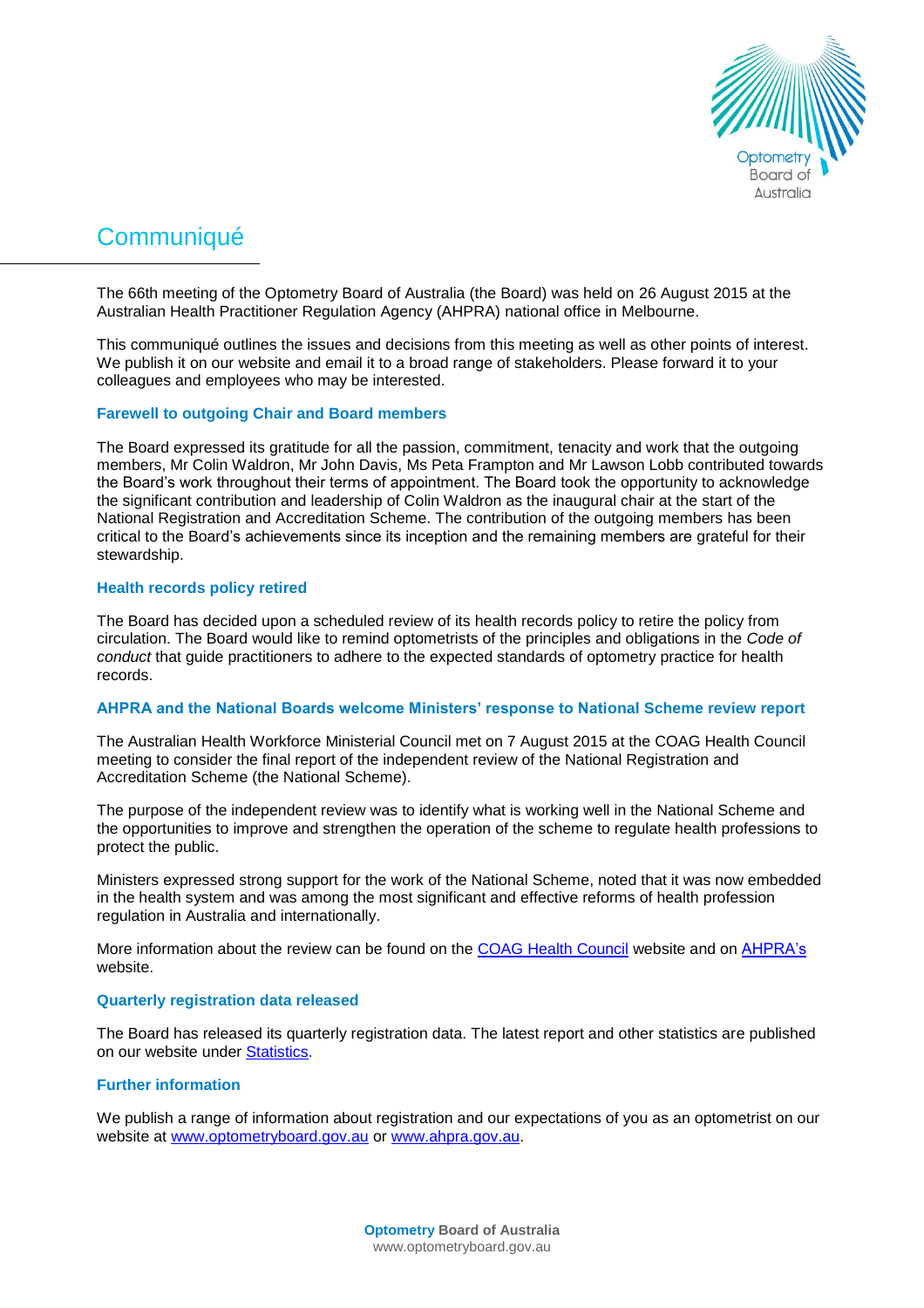# Communiqué

The 66th meeting of the Optometry Board of Australia (the Board) was held on 26 August 2015 at the Australian Health Practitioner Regulation Agency (AHPRA) national office in Melbourne.

This communiqué outlines the issues and decisions from this meeting as well as other points of interest. We publish it on our website and email it to a broad range of stakeholders. Please forward it to your colleagues and employees who may be interested.

### Farewell to outgoing Chair and Board members

The Board expressed its gratitude for all the passion, commitment, tenacity and work that the outgoing members, Mr Colin Waldron, Mr John Davis, Ms Peta Frampton and Mr Lawson Lobb contributed towards the Board's work throughout their terms of appointment. The Board took the opportunity to acknowledge the significant contribution and leadership of Colin Waldron as the inaugural chair at the start of the National Registration and Accreditation Scheme. The contribution of the outgoing members has been critical to the Board's achievements since its inception and the remaining members are grateful for their stewardship.

### Health records policy retired

The Board has decided upon a scheduled review of its health records policy to retire the policy from circulation. The Board would like to remind optometrists of the principles and obligations in the *Code of conduct* that guide practitioners to adhere to the expected standards of optometry practice for health records.

### AHPRA and the National Boards welcome Ministers' response to National Scheme review report

The Australian Health Workforce Ministerial Council met on 7 August 2015 at the COAG Health Council meeting to consider the final report of the independent review of the National Registration and Accreditation Scheme (the National Scheme).

The purpose of the independent review was to identify what is working well in the National Scheme and the opportunities to improve and strengthen the operation of the scheme to regulate health professions to protect the public.

Ministers expressed strong support for the work of the National Scheme, noted that it was now embedded in the health system and was among the most significant and effective reforms of health profession regulation in Australia and internationally.

More information about the review can be found on the COAG Health Council website and on AHPRA's website.

### Quarterly registration data released

The Board has released its quarterly registration data. The latest report and other statistics are published on our website under Statistics.

### Further information

We publish a range of information about registration and our expectations of you as an optometrist on our website at www.optometryboard.gov.au or www.ahpra.gov.au.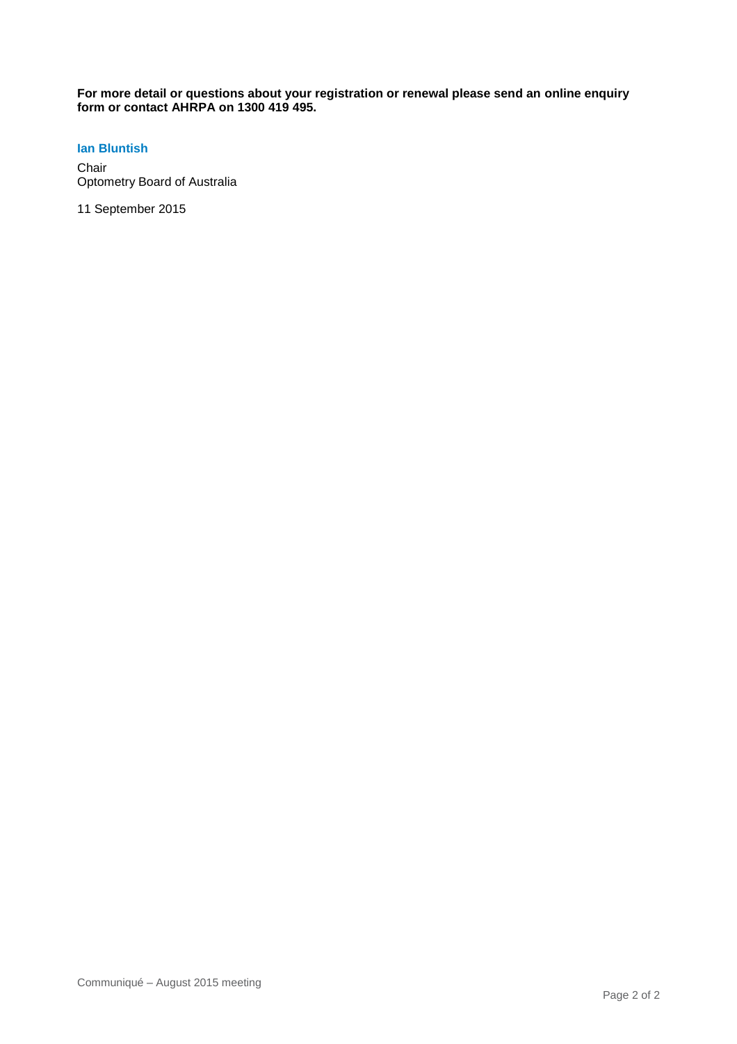**For more detail or questions about your registration or renewal please send an online enquiry form or contact AHRPA on 1300 419 495.**

**Ian Bluntish**

Chair
Optometry Board of Australia

11 September 2015